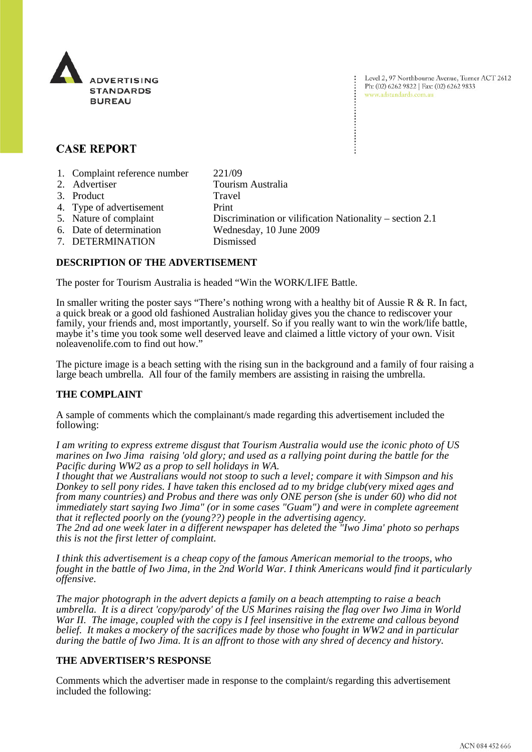ADVERTISING STANDARDS BUREAU

Level 2, 97 Northbourne Avenue, Turner ACT 2612
Ph: (02) 6262 9822 | Fax: (02) 6262 9833
www.adstandards.com.au

# CASE REPORT

| | |
|---|---|
| 1. Complaint reference number | 221/09 |
| 2. Advertiser | Tourism Australia |
| 3. Product | Travel |
| 4. Type of advertisement | Print |
| 5. Nature of complaint | Discrimination or vilification Nationality – section 2.1 |
| 6. Date of determination | Wednesday, 10 June 2009 |
| 7. DETERMINATION | Dismissed |

## DESCRIPTION OF THE ADVERTISEMENT

The poster for Tourism Australia is headed "Win the WORK/LIFE Battle.

In smaller writing the poster says "There's nothing wrong with a healthy bit of Aussie R & R. In fact, a quick break or a good old fashioned Australian holiday gives you the chance to rediscover your family, your friends and, most importantly, yourself. So if you really want to win the work/life battle, maybe it's time you took some well deserved leave and claimed a little victory of your own. Visit noleavenolife.com to find out how."

The picture image is a beach setting with the rising sun in the background and a family of four raising a large beach umbrella. All four of the family members are assisting in raising the umbrella.

## THE COMPLAINT

A sample of comments which the complainant/s made regarding this advertisement included the following:

*I am writing to express extreme disgust that Tourism Australia would use the iconic photo of US marines on Iwo Jima raising 'old glory; and used as a rallying point during the battle for the Pacific during WW2 as a prop to sell holidays in WA.*
*I thought that we Australians would not stoop to such a level; compare it with Simpson and his Donkey to sell pony rides. I have taken this enclosed ad to my bridge club(very mixed ages and from many countries) and Probus and there was only ONE person (she is under 60) who did not immediately start saying Iwo Jima" (or in some cases "Guam") and were in complete agreement that it reflected poorly on the (young??) people in the advertising agency.*
*The 2nd ad one week later in a different newspaper has deleted the "Iwo Jima' photo so perhaps this is not the first letter of complaint.*

*I think this advertisement is a cheap copy of the famous American memorial to the troops, who fought in the battle of Iwo Jima, in the 2nd World War. I think Americans would find it particularly offensive.*

*The major photograph in the advert depicts a family on a beach attempting to raise a beach umbrella. It is a direct 'copy/parody' of the US Marines raising the flag over Iwo Jima in World War II. The image, coupled with the copy is I feel insensitive in the extreme and callous beyond belief. It makes a mockery of the sacrifices made by those who fought in WW2 and in particular during the battle of Iwo Jima. It is an affront to those with any shred of decency and history.*

## THE ADVERTISER'S RESPONSE

Comments which the advertiser made in response to the complaint/s regarding this advertisement included the following: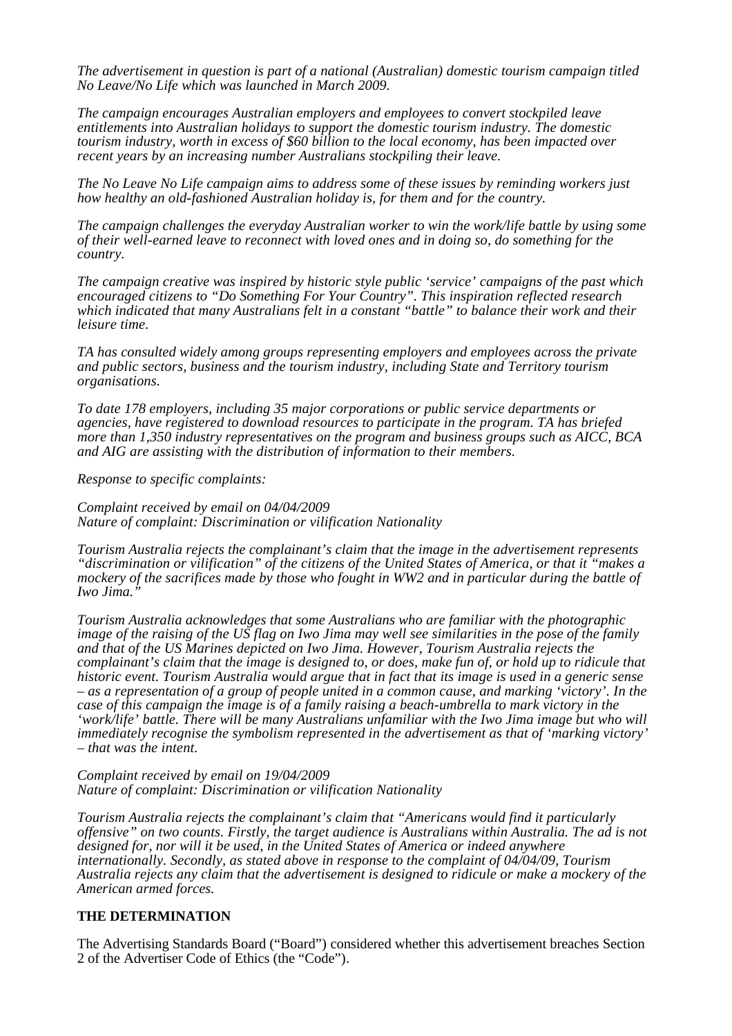*The advertisement in question is part of a national (Australian) domestic tourism campaign titled No Leave/No Life which was launched in March 2009.*

*The campaign encourages Australian employers and employees to convert stockpiled leave entitlements into Australian holidays to support the domestic tourism industry. The domestic tourism industry, worth in excess of $60 billion to the local economy, has been impacted over recent years by an increasing number Australians stockpiling their leave.*

*The No Leave No Life campaign aims to address some of these issues by reminding workers just how healthy an old-fashioned Australian holiday is, for them and for the country.*

*The campaign challenges the everyday Australian worker to win the work/life battle by using some of their well-earned leave to reconnect with loved ones and in doing so, do something for the country.*

*The campaign creative was inspired by historic style public 'service' campaigns of the past which encouraged citizens to "Do Something For Your Country". This inspiration reflected research which indicated that many Australians felt in a constant "battle" to balance their work and their leisure time.*

*TA has consulted widely among groups representing employers and employees across the private and public sectors, business and the tourism industry, including State and Territory tourism organisations.*

*To date 178 employers, including 35 major corporations or public service departments or agencies, have registered to download resources to participate in the program. TA has briefed more than 1,350 industry representatives on the program and business groups such as AICC, BCA and AIG are assisting with the distribution of information to their members.*

*Response to specific complaints:*

*Complaint received by email on 04/04/2009*
*Nature of complaint: Discrimination or vilification Nationality*

*Tourism Australia rejects the complainant's claim that the image in the advertisement represents "discrimination or vilification" of the citizens of the United States of America, or that it "makes a mockery of the sacrifices made by those who fought in WW2 and in particular during the battle of Iwo Jima."*

*Tourism Australia acknowledges that some Australians who are familiar with the photographic image of the raising of the US flag on Iwo Jima may well see similarities in the pose of the family and that of the US Marines depicted on Iwo Jima. However, Tourism Australia rejects the complainant's claim that the image is designed to, or does, make fun of, or hold up to ridicule that historic event. Tourism Australia would argue that in fact that its image is used in a generic sense – as a representation of a group of people united in a common cause, and marking 'victory'. In the case of this campaign the image is of a family raising a beach-umbrella to mark victory in the 'work/life' battle. There will be many Australians unfamiliar with the Iwo Jima image but who will immediately recognise the symbolism represented in the advertisement as that of 'marking victory' – that was the intent.*

*Complaint received by email on 19/04/2009*
*Nature of complaint: Discrimination or vilification Nationality*

*Tourism Australia rejects the complainant's claim that "Americans would find it particularly offensive" on two counts. Firstly, the target audience is Australians within Australia. The ad is not designed for, nor will it be used, in the United States of America or indeed anywhere internationally. Secondly, as stated above in response to the complaint of 04/04/09, Tourism Australia rejects any claim that the advertisement is designed to ridicule or make a mockery of the American armed forces.*

**THE DETERMINATION**

The Advertising Standards Board ("Board") considered whether this advertisement breaches Section 2 of the Advertiser Code of Ethics (the "Code").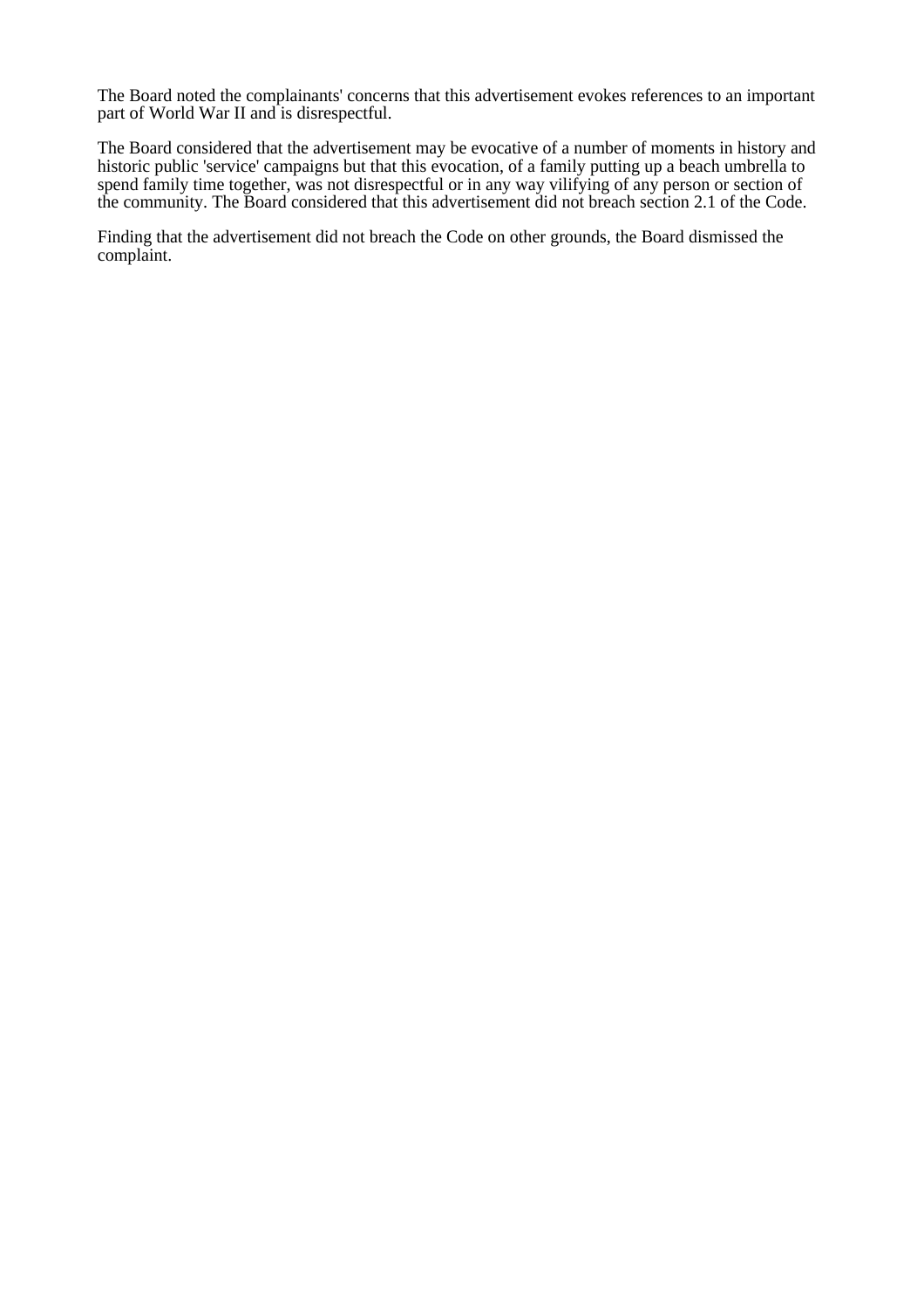The Board noted the complainants' concerns that this advertisement evokes references to an important part of World War II and is disrespectful.

The Board considered that the advertisement may be evocative of a number of moments in history and historic public 'service' campaigns but that this evocation, of a family putting up a beach umbrella to spend family time together, was not disrespectful or in any way vilifying of any person or section of the community. The Board considered that this advertisement did not breach section 2.1 of the Code.

Finding that the advertisement did not breach the Code on other grounds, the Board dismissed the complaint.